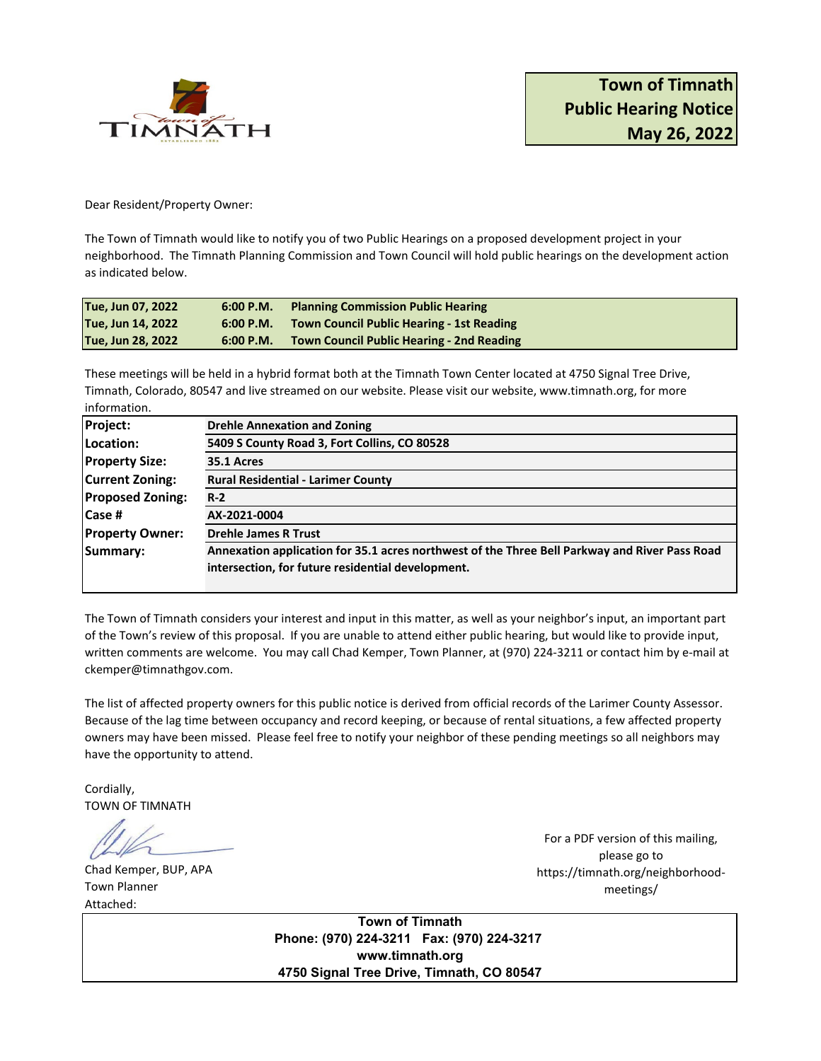# Town of Timnath Public Hearing Notice May 26, 2022

Dear Resident/Property Owner:

The Town of Timnath would like to notify you of two Public Hearings on a proposed development project in your neighborhood. The Timnath Planning Commission and Town Council will hold public hearings on the development action as indicated below.

| | | |
|---|---|---|
| **Tue, Jun 07, 2022** | **6:00 P.M.** | **Planning Commission Public Hearing** |
| **Tue, Jun 14, 2022** | **6:00 P.M.** | **Town Council Public Hearing - 1st Reading** |
| **Tue, Jun 28, 2022** | **6:00 P.M.** | **Town Council Public Hearing - 2nd Reading** |

These meetings will be held in a hybrid format both at the Timnath Town Center located at 4750 Signal Tree Drive, Timnath, Colorado, 80547 and live streamed on our website. Please visit our website, www.timnath.org, for more information.

| | |
|---|---|
| **Project:** | **Drehle Annexation and Zoning** |
| **Location:** | **5409 S County Road 3, Fort Collins, CO 80528** |
| **Property Size:** | **35.1 Acres** |
| **Current Zoning:** | **Rural Residential - Larimer County** |
| **Proposed Zoning:** | **R-2** |
| **Case #** | **AX-2021-0004** |
| **Property Owner:** | **Drehle James R Trust** |
| **Summary:** | **Annexation application for 35.1 acres northwest of the Three Bell Parkway and River Pass Road intersection, for future residential development.** |

The Town of Timnath considers your interest and input in this matter, as well as your neighbor's input, an important part of the Town's review of this proposal. If you are unable to attend either public hearing, but would like to provide input, written comments are welcome. You may call Chad Kemper, Town Planner, at (970) 224-3211 or contact him by e-mail at ckemper@timnathgov.com.

The list of affected property owners for this public notice is derived from official records of the Larimer County Assessor. Because of the lag time between occupancy and record keeping, or because of rental situations, a few affected property owners may have been missed. Please feel free to notify your neighbor of these pending meetings so all neighbors may have the opportunity to attend.

Cordially,
TOWN OF TIMNATH

Chad Kemper, BUP, APA
Town Planner
Attached:

For a PDF version of this mailing, please go to https://timnath.org/neighborhood-meetings/

**Town of Timnath**
**Phone: (970) 224-3211 Fax: (970) 224-3217**
**www.timnath.org**
**4750 Signal Tree Drive, Timnath, CO 80547**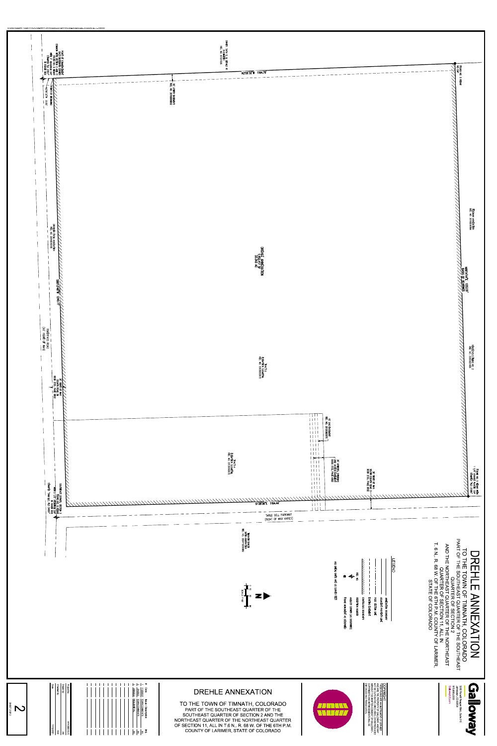# DREHLE ANNEXATION

TO THE TOWN OF TIMNATH, COLORADO
PART OF THE SOUTHEAST QUARTER OF THE SOUTHEAST QUARTER OF SECTION 2 AND THE NORTHEAST QUARTER OF THE NORTHEAST QUARTER OF SECTION 11, ALL IN T. 6 N., R. 68 W. OF THE 6TH P.M. COUNTY OF LARIMER, STATE OF COLORADO

N2°08'32"W 1164.79'

N89°44'14"E 1053.59'
BASIS OF BEARINGS

S89°53'49"W 1045.77'

S1°28'56"E 1164.44'

DREHLE ANNEXATION
1,464,157 SF
33.612 AC

HARMONY ROAD
(90' RIGHT OF WAY)

THREE BELL PARKWAY
(RIGHT OF WAY VARIES)

POINT OF BEGINNING

POINT OF COMMENCEMENT

10' UTILITY EASEMENT
REC. NO. 20180005552

15' GAS EASEMENT
REC. NO. 20180005075

30' RIGHT OF WAY
SOUTH COUNTY ROAD 5
BOOK 2155, PAGE 0882

30' RIGHT OF WAY
COUNTY ROAD 5
BOOK 2155, PAGE 0882

TRACT F
EDGEWATER SUBDIVISION
REC. NO. 20180005075

TRACT E
EDGEWATER SUBDIVISION
REC. NO. 20180005075

## LEGEND

- ANNEXATION BOUNDARY
- ADJACENT PROPERTY LINE
- SECTION LINE
- EXISTING EASEMENT
- CONTIGUOUS BOUNDARY
- REC. NO. — RECEPTION NUMBER
- ALIQUOT CORNER (AS DESCRIBED)
- FOUND MONUMENT (AS DESCRIBED)

ALL LINEAL UNITS ARE U.S. SURVEY FEET

SCALE: 1"=100'

N

## Galloway

Galloway&Company.com

COPYRIGHT
THESE PLANS ARE AN INSTRUMENT OF SERVICE AND ARE THE PROPERTY OF GALLOWAY, AND MAY NOT BE DUPLICATED, DISCLOSED, OR REPRODUCED WITHOUT THE WRITTEN CONSENT OF GALLOWAY. COPYRIGHTS AND INFRINGEMENTS WILL BE ENFORCED AND PROSECUTED.

## DREHLE ANNEXATION

TO THE TOWN OF TIMNATH, COLORADO
PART OF THE SOUTHEAST QUARTER OF THE SOUTHEAST QUARTER OF SECTION 2 AND THE NORTHEAST QUARTER OF THE NORTHEAST QUARTER OF SECTION 11, ALL IN T.6 N., R. 68 W. OF THE 6TH P.M. COUNTY OF LARIMER, STATE OF COLORADO

| # | Date | Issue / Description | Init. |
|---|---|---|---|
| 1 | | | |
| 2 | | | |
| 3 | | | |

Project No:
Drawn By:
Checked By:
Date:

SHEET 2 OF 2